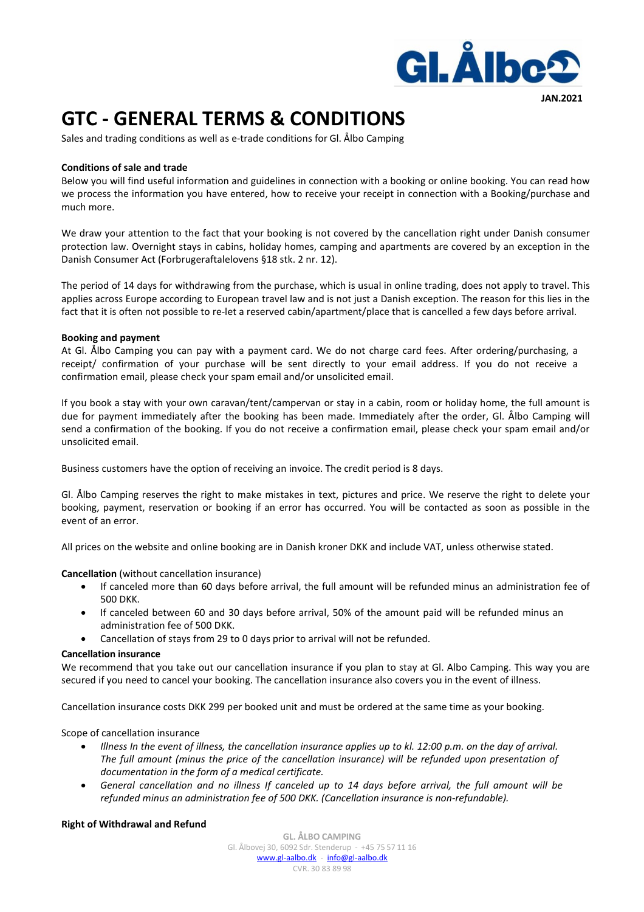JAN.2021

# GTC - GENERAL TERMS & CONDITIONS

Sales and trading conditions as well as e-trade conditions for Gl. Ålbo Camping

**Conditions of sale and trade**

Below you will find useful information and guidelines in connection with a booking or online booking. You can read how we process the information you have entered, how to receive your receipt in connection with a Booking/purchase and much more.

We draw your attention to the fact that your booking is not covered by the cancellation right under Danish consumer protection law. Overnight stays in cabins, holiday homes, camping and apartments are covered by an exception in the Danish Consumer Act (Forbrugeraftalelovens §18 stk. 2 nr. 12).

The period of 14 days for withdrawing from the purchase, which is usual in online trading, does not apply to travel. This applies across Europe according to European travel law and is not just a Danish exception. The reason for this lies in the fact that it is often not possible to re-let a reserved cabin/apartment/place that is cancelled a few days before arrival.

**Booking and payment**

At Gl. Ålbo Camping you can pay with a payment card. We do not charge card fees. After ordering/purchasing, a receipt/ confirmation of your purchase will be sent directly to your email address. If you do not receive a confirmation email, please check your spam email and/or unsolicited email.

If you book a stay with your own caravan/tent/campervan or stay in a cabin, room or holiday home, the full amount is due for payment immediately after the booking has been made. Immediately after the order, Gl. Ålbo Camping will send a confirmation of the booking. If you do not receive a confirmation email, please check your spam email and/or unsolicited email.

Business customers have the option of receiving an invoice. The credit period is 8 days.

Gl. Ålbo Camping reserves the right to make mistakes in text, pictures and price. We reserve the right to delete your booking, payment, reservation or booking if an error has occurred. You will be contacted as soon as possible in the event of an error.

All prices on the website and online booking are in Danish kroner DKK and include VAT, unless otherwise stated.

**Cancellation** (without cancellation insurance)

- If canceled more than 60 days before arrival, the full amount will be refunded minus an administration fee of 500 DKK.
- If canceled between 60 and 30 days before arrival, 50% of the amount paid will be refunded minus an administration fee of 500 DKK.
- Cancellation of stays from 29 to 0 days prior to arrival will not be refunded.

**Cancellation insurance**

We recommend that you take out our cancellation insurance if you plan to stay at Gl. Albo Camping. This way you are secured if you need to cancel your booking. The cancellation insurance also covers you in the event of illness.

Cancellation insurance costs DKK 299 per booked unit and must be ordered at the same time as your booking.

Scope of cancellation insurance

- *Illness In the event of illness, the cancellation insurance applies up to kl. 12:00 p.m. on the day of arrival. The full amount (minus the price of the cancellation insurance) will be refunded upon presentation of documentation in the form of a medical certificate.*
- *General cancellation and no illness If canceled up to 14 days before arrival, the full amount will be refunded minus an administration fee of 500 DKK. (Cancellation insurance is non-refundable).*

**Right of Withdrawal and Refund**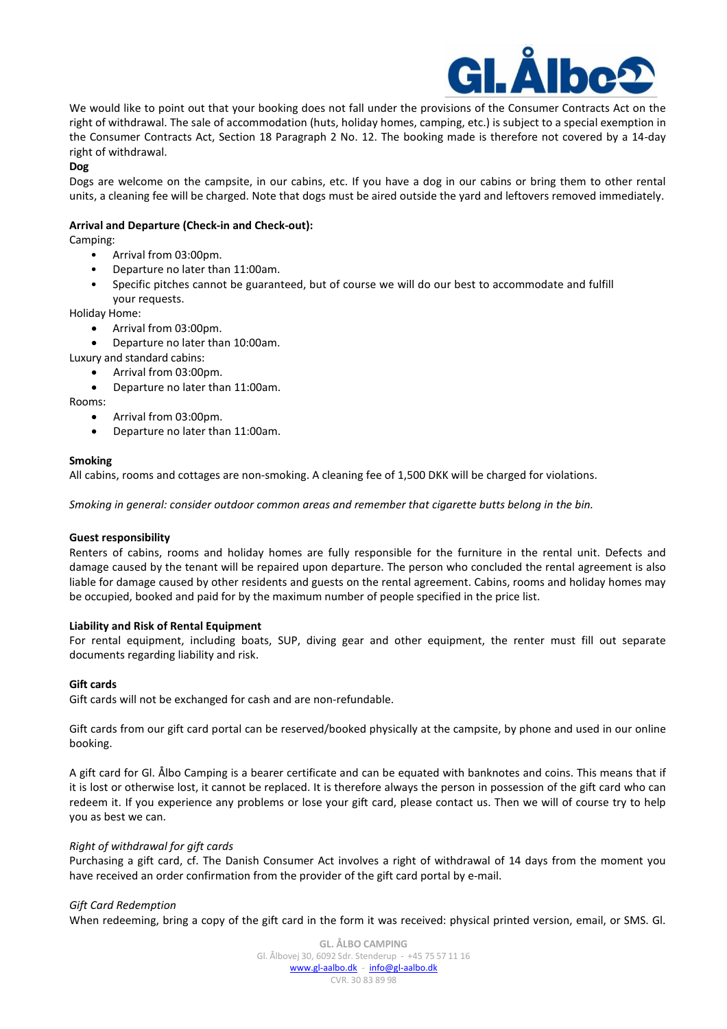We would like to point out that your booking does not fall under the provisions of the Consumer Contracts Act on the right of withdrawal. The sale of accommodation (huts, holiday homes, camping, etc.) is subject to a special exemption in the Consumer Contracts Act, Section 18 Paragraph 2 No. 12. The booking made is therefore not covered by a 14-day right of withdrawal.

**Dog**

Dogs are welcome on the campsite, in our cabins, etc. If you have a dog in our cabins or bring them to other rental units, a cleaning fee will be charged. Note that dogs must be aired outside the yard and leftovers removed immediately.

**Arrival and Departure (Check-in and Check-out):**

Camping:

- Arrival from 03:00pm.
- Departure no later than 11:00am.
- Specific pitches cannot be guaranteed, but of course we will do our best to accommodate and fulfill your requests.

Holiday Home:

- Arrival from 03:00pm.
- Departure no later than 10:00am.

Luxury and standard cabins:

- Arrival from 03:00pm.
- Departure no later than 11:00am.

Rooms:

- Arrival from 03:00pm.
- Departure no later than 11:00am.

**Smoking**

All cabins, rooms and cottages are non-smoking. A cleaning fee of 1,500 DKK will be charged for violations.

*Smoking in general: consider outdoor common areas and remember that cigarette butts belong in the bin.*

**Guest responsibility**

Renters of cabins, rooms and holiday homes are fully responsible for the furniture in the rental unit. Defects and damage caused by the tenant will be repaired upon departure. The person who concluded the rental agreement is also liable for damage caused by other residents and guests on the rental agreement. Cabins, rooms and holiday homes may be occupied, booked and paid for by the maximum number of people specified in the price list.

**Liability and Risk of Rental Equipment**

For rental equipment, including boats, SUP, diving gear and other equipment, the renter must fill out separate documents regarding liability and risk.

**Gift cards**

Gift cards will not be exchanged for cash and are non-refundable.

Gift cards from our gift card portal can be reserved/booked physically at the campsite, by phone and used in our online booking.

A gift card for Gl. Ålbo Camping is a bearer certificate and can be equated with banknotes and coins. This means that if it is lost or otherwise lost, it cannot be replaced. It is therefore always the person in possession of the gift card who can redeem it. If you experience any problems or lose your gift card, please contact us. Then we will of course try to help you as best we can.

*Right of withdrawal for gift cards*

Purchasing a gift card, cf. The Danish Consumer Act involves a right of withdrawal of 14 days from the moment you have received an order confirmation from the provider of the gift card portal by e-mail.

*Gift Card Redemption*

When redeeming, bring a copy of the gift card in the form it was received: physical printed version, email, or SMS. Gl.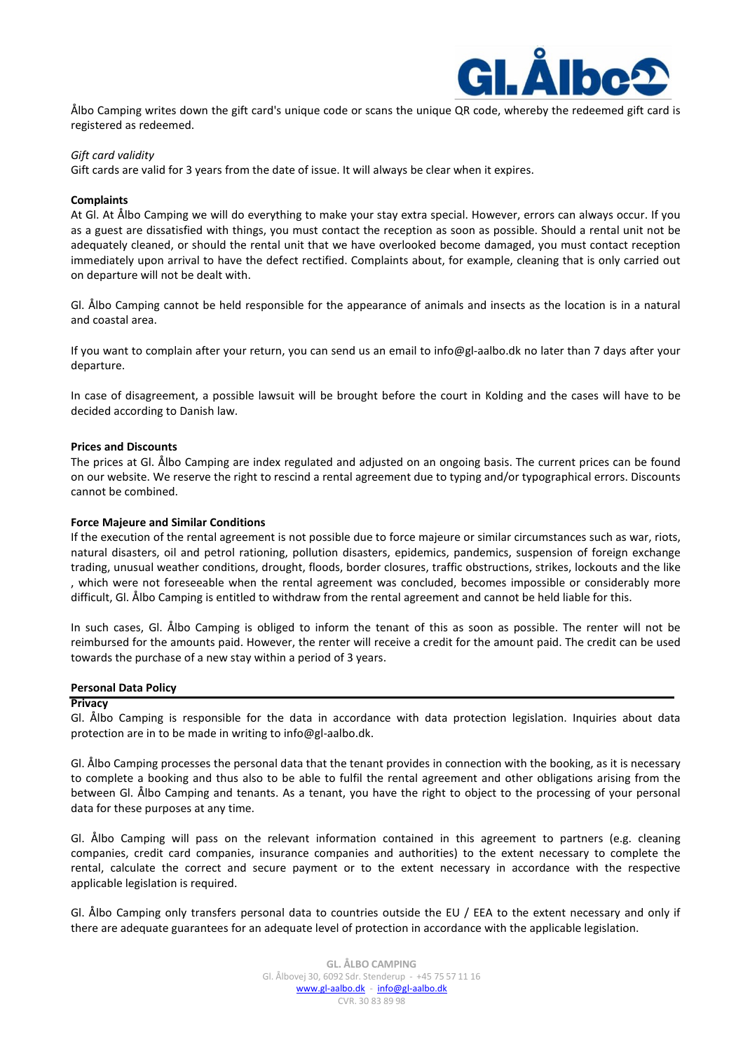Ålbo Camping writes down the gift card's unique code or scans the unique QR code, whereby the redeemed gift card is registered as redeemed.

*Gift card validity*
Gift cards are valid for 3 years from the date of issue. It will always be clear when it expires.

**Complaints**
At Gl. At Ålbo Camping we will do everything to make your stay extra special. However, errors can always occur. If you as a guest are dissatisfied with things, you must contact the reception as soon as possible. Should a rental unit not be adequately cleaned, or should the rental unit that we have overlooked become damaged, you must contact reception immediately upon arrival to have the defect rectified. Complaints about, for example, cleaning that is only carried out on departure will not be dealt with.

Gl. Ålbo Camping cannot be held responsible for the appearance of animals and insects as the location is in a natural and coastal area.

If you want to complain after your return, you can send us an email to info@gl-aalbo.dk no later than 7 days after your departure.

In case of disagreement, a possible lawsuit will be brought before the court in Kolding and the cases will have to be decided according to Danish law.

**Prices and Discounts**
The prices at Gl. Ålbo Camping are index regulated and adjusted on an ongoing basis. The current prices can be found on our website. We reserve the right to rescind a rental agreement due to typing and/or typographical errors. Discounts cannot be combined.

**Force Majeure and Similar Conditions**
If the execution of the rental agreement is not possible due to force majeure or similar circumstances such as war, riots, natural disasters, oil and petrol rationing, pollution disasters, epidemics, pandemics, suspension of foreign exchange trading, unusual weather conditions, drought, floods, border closures, traffic obstructions, strikes, lockouts and the like , which were not foreseeable when the rental agreement was concluded, becomes impossible or considerably more difficult, Gl. Ålbo Camping is entitled to withdraw from the rental agreement and cannot be held liable for this.

In such cases, Gl. Ålbo Camping is obliged to inform the tenant of this as soon as possible. The renter will not be reimbursed for the amounts paid. However, the renter will receive a credit for the amount paid. The credit can be used towards the purchase of a new stay within a period of 3 years.

## Personal Data Policy

**Privacy**
Gl. Ålbo Camping is responsible for the data in accordance with data protection legislation. Inquiries about data protection are in to be made in writing to info@gl-aalbo.dk.

Gl. Ålbo Camping processes the personal data that the tenant provides in connection with the booking, as it is necessary to complete a booking and thus also to be able to fulfil the rental agreement and other obligations arising from the between Gl. Ålbo Camping and tenants. As a tenant, you have the right to object to the processing of your personal data for these purposes at any time.

Gl. Ålbo Camping will pass on the relevant information contained in this agreement to partners (e.g. cleaning companies, credit card companies, insurance companies and authorities) to the extent necessary to complete the rental, calculate the correct and secure payment or to the extent necessary in accordance with the respective applicable legislation is required.

Gl. Ålbo Camping only transfers personal data to countries outside the EU / EEA to the extent necessary and only if there are adequate guarantees for an adequate level of protection in accordance with the applicable legislation.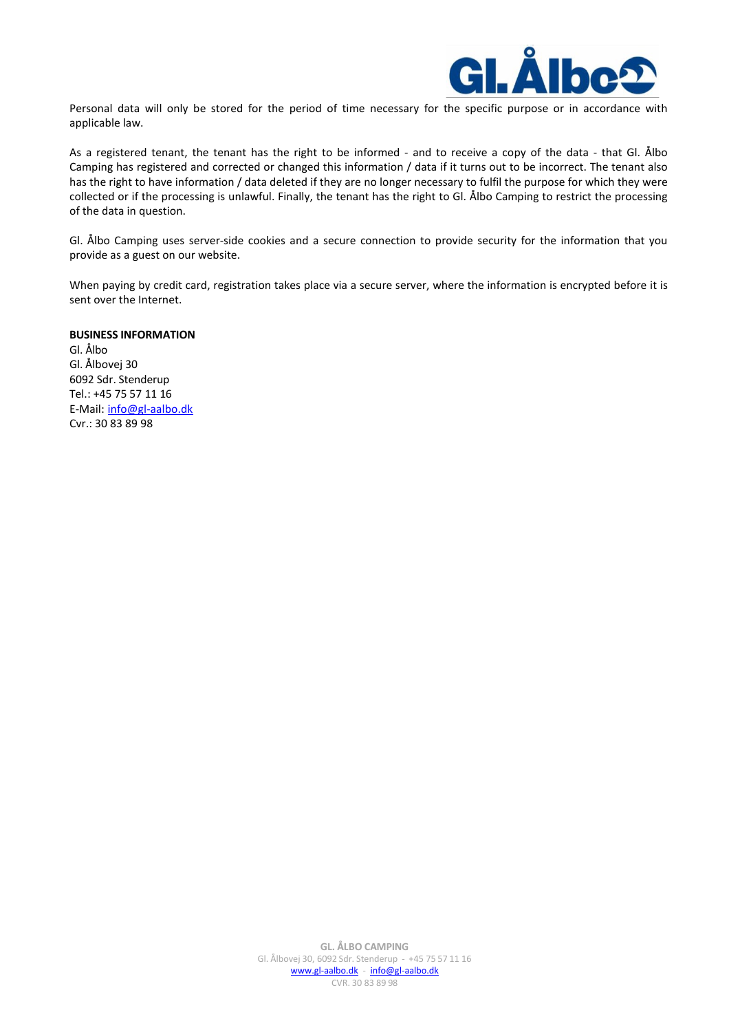Personal data will only be stored for the period of time necessary for the specific purpose or in accordance with applicable law.

As a registered tenant, the tenant has the right to be informed - and to receive a copy of the data - that Gl. Ålbo Camping has registered and corrected or changed this information / data if it turns out to be incorrect. The tenant also has the right to have information / data deleted if they are no longer necessary to fulfil the purpose for which they were collected or if the processing is unlawful. Finally, the tenant has the right to Gl. Ålbo Camping to restrict the processing of the data in question.

Gl. Ålbo Camping uses server-side cookies and a secure connection to provide security for the information that you provide as a guest on our website.

When paying by credit card, registration takes place via a secure server, where the information is encrypted before it is sent over the Internet.

**BUSINESS INFORMATION**
Gl. Ålbo
Gl. Ålbovej 30
6092 Sdr. Stenderup
Tel.: +45 75 57 11 16
E-Mail: info@gl-aalbo.dk
Cvr.: 30 83 89 98